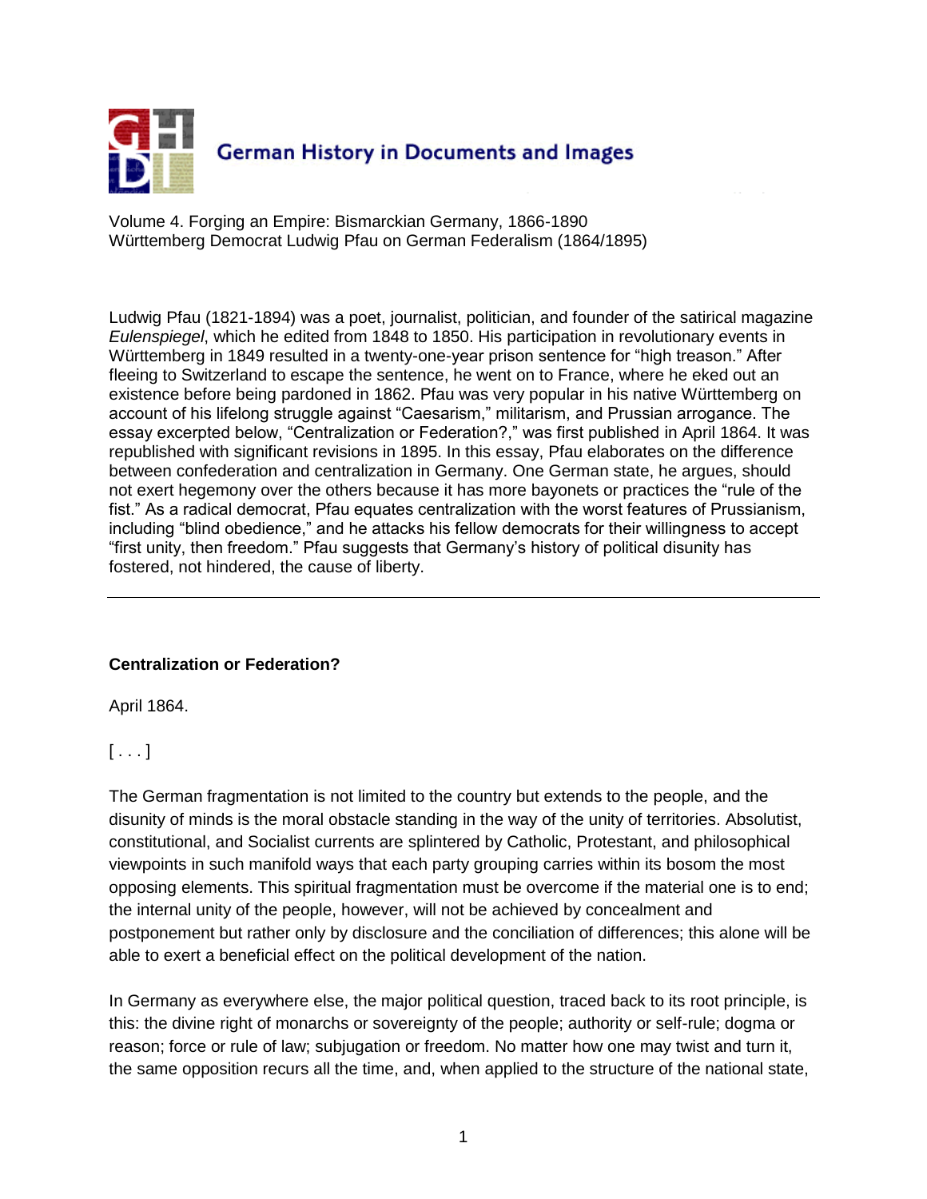German History in Documents and Images

Volume 4. Forging an Empire: Bismarckian Germany, 1866-1890
Württemberg Democrat Ludwig Pfau on German Federalism (1864/1895)

Ludwig Pfau (1821-1894) was a poet, journalist, politician, and founder of the satirical magazine *Eulenspiegel*, which he edited from 1848 to 1850. His participation in revolutionary events in Württemberg in 1849 resulted in a twenty-one-year prison sentence for "high treason." After fleeing to Switzerland to escape the sentence, he went on to France, where he eked out an existence before being pardoned in 1862. Pfau was very popular in his native Württemberg on account of his lifelong struggle against "Caesarism," militarism, and Prussian arrogance. The essay excerpted below, "Centralization or Federation?," was first published in April 1864. It was republished with significant revisions in 1895. In this essay, Pfau elaborates on the difference between confederation and centralization in Germany. One German state, he argues, should not exert hegemony over the others because it has more bayonets or practices the "rule of the fist." As a radical democrat, Pfau equates centralization with the worst features of Prussianism, including "blind obedience," and he attacks his fellow democrats for their willingness to accept "first unity, then freedom." Pfau suggests that Germany's history of political disunity has fostered, not hindered, the cause of liberty.

---

**Centralization or Federation?**

April 1864.

[ . . . ]

The German fragmentation is not limited to the country but extends to the people, and the disunity of minds is the moral obstacle standing in the way of the unity of territories. Absolutist, constitutional, and Socialist currents are splintered by Catholic, Protestant, and philosophical viewpoints in such manifold ways that each party grouping carries within its bosom the most opposing elements. This spiritual fragmentation must be overcome if the material one is to end; the internal unity of the people, however, will not be achieved by concealment and postponement but rather only by disclosure and the conciliation of differences; this alone will be able to exert a beneficial effect on the political development of the nation.

In Germany as everywhere else, the major political question, traced back to its root principle, is this: the divine right of monarchs or sovereignty of the people; authority or self-rule; dogma or reason; force or rule of law; subjugation or freedom. No matter how one may twist and turn it, the same opposition recurs all the time, and, when applied to the structure of the national state,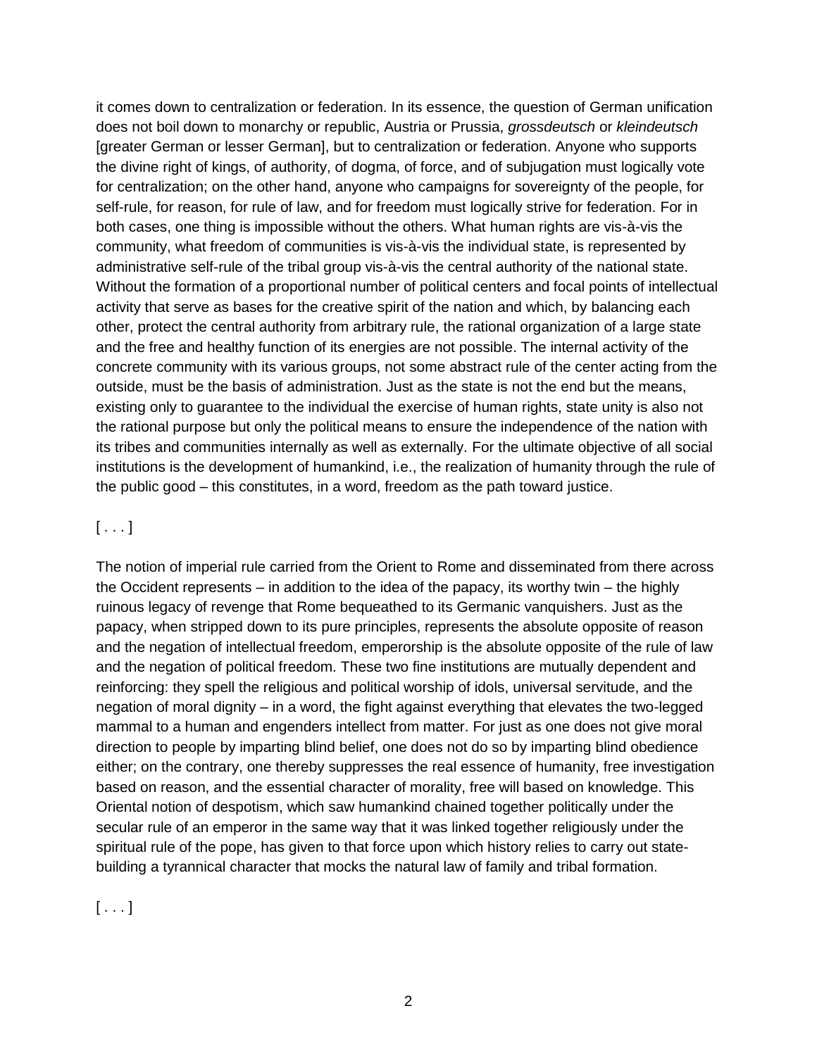it comes down to centralization or federation. In its essence, the question of German unification does not boil down to monarchy or republic, Austria or Prussia, *grossdeutsch* or *kleindeutsch* [greater German or lesser German], but to centralization or federation. Anyone who supports the divine right of kings, of authority, of dogma, of force, and of subjugation must logically vote for centralization; on the other hand, anyone who campaigns for sovereignty of the people, for self-rule, for reason, for rule of law, and for freedom must logically strive for federation. For in both cases, one thing is impossible without the others. What human rights are vis-à-vis the community, what freedom of communities is vis-à-vis the individual state, is represented by administrative self-rule of the tribal group vis-à-vis the central authority of the national state. Without the formation of a proportional number of political centers and focal points of intellectual activity that serve as bases for the creative spirit of the nation and which, by balancing each other, protect the central authority from arbitrary rule, the rational organization of a large state and the free and healthy function of its energies are not possible. The internal activity of the concrete community with its various groups, not some abstract rule of the center acting from the outside, must be the basis of administration. Just as the state is not the end but the means, existing only to guarantee to the individual the exercise of human rights, state unity is also not the rational purpose but only the political means to ensure the independence of the nation with its tribes and communities internally as well as externally. For the ultimate objective of all social institutions is the development of humankind, i.e., the realization of humanity through the rule of the public good – this constitutes, in a word, freedom as the path toward justice.

[ . . . ]

The notion of imperial rule carried from the Orient to Rome and disseminated from there across the Occident represents – in addition to the idea of the papacy, its worthy twin – the highly ruinous legacy of revenge that Rome bequeathed to its Germanic vanquishers. Just as the papacy, when stripped down to its pure principles, represents the absolute opposite of reason and the negation of intellectual freedom, emperorship is the absolute opposite of the rule of law and the negation of political freedom. These two fine institutions are mutually dependent and reinforcing: they spell the religious and political worship of idols, universal servitude, and the negation of moral dignity – in a word, the fight against everything that elevates the two-legged mammal to a human and engenders intellect from matter. For just as one does not give moral direction to people by imparting blind belief, one does not do so by imparting blind obedience either; on the contrary, one thereby suppresses the real essence of humanity, free investigation based on reason, and the essential character of morality, free will based on knowledge. This Oriental notion of despotism, which saw humankind chained together politically under the secular rule of an emperor in the same way that it was linked together religiously under the spiritual rule of the pope, has given to that force upon which history relies to carry out state-building a tyrannical character that mocks the natural law of family and tribal formation.

[ . . . ]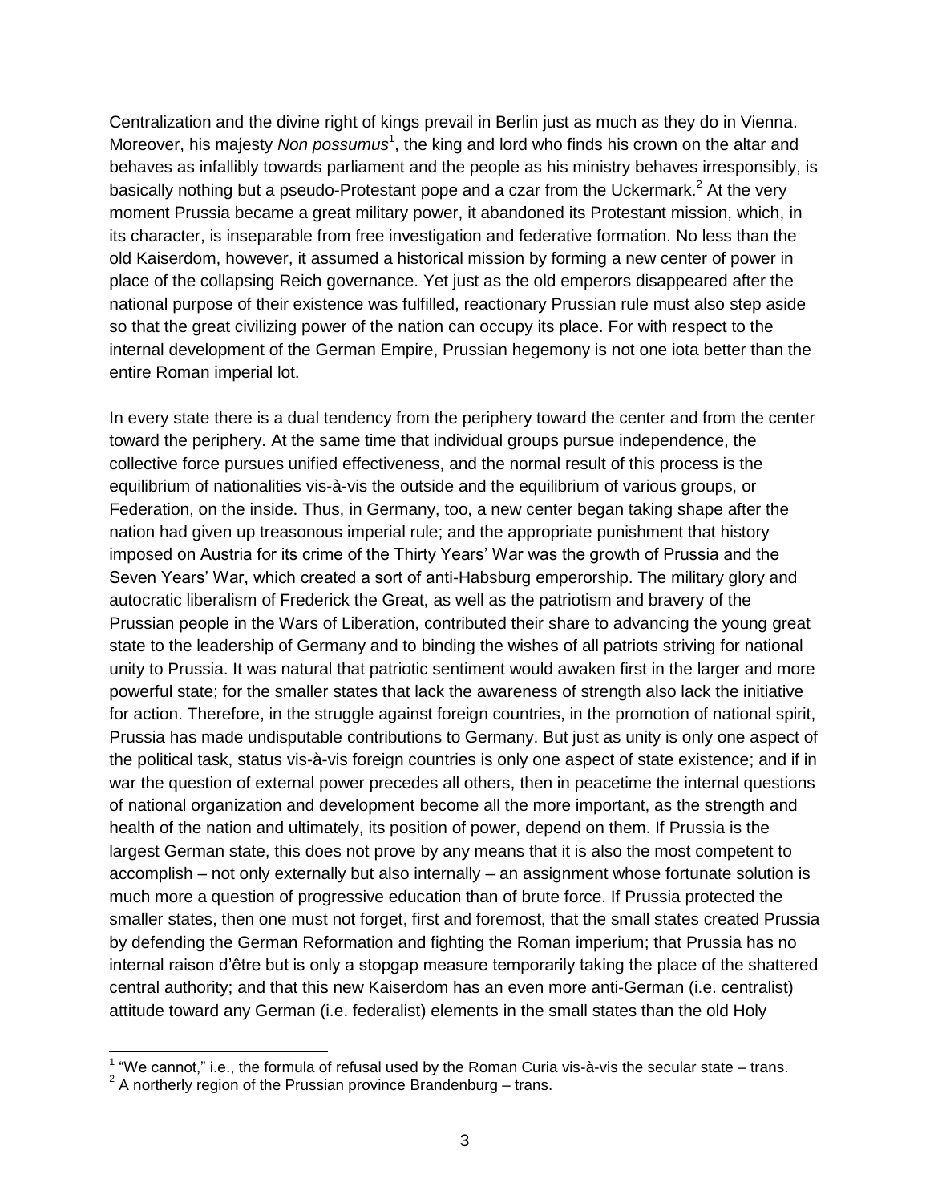Centralization and the divine right of kings prevail in Berlin just as much as they do in Vienna. Moreover, his majesty *Non possumus*[1], the king and lord who finds his crown on the altar and behaves as infallibly towards parliament and the people as his ministry behaves irresponsibly, is basically nothing but a pseudo-Protestant pope and a czar from the Uckermark.[2] At the very moment Prussia became a great military power, it abandoned its Protestant mission, which, in its character, is inseparable from free investigation and federative formation. No less than the old Kaiserdom, however, it assumed a historical mission by forming a new center of power in place of the collapsing Reich governance. Yet just as the old emperors disappeared after the national purpose of their existence was fulfilled, reactionary Prussian rule must also step aside so that the great civilizing power of the nation can occupy its place. For with respect to the internal development of the German Empire, Prussian hegemony is not one iota better than the entire Roman imperial lot.

In every state there is a dual tendency from the periphery toward the center and from the center toward the periphery. At the same time that individual groups pursue independence, the collective force pursues unified effectiveness, and the normal result of this process is the equilibrium of nationalities vis-à-vis the outside and the equilibrium of various groups, or Federation, on the inside. Thus, in Germany, too, a new center began taking shape after the nation had given up treasonous imperial rule; and the appropriate punishment that history imposed on Austria for its crime of the Thirty Years' War was the growth of Prussia and the Seven Years' War, which created a sort of anti-Habsburg emperorship. The military glory and autocratic liberalism of Frederick the Great, as well as the patriotism and bravery of the Prussian people in the Wars of Liberation, contributed their share to advancing the young great state to the leadership of Germany and to binding the wishes of all patriots striving for national unity to Prussia. It was natural that patriotic sentiment would awaken first in the larger and more powerful state; for the smaller states that lack the awareness of strength also lack the initiative for action. Therefore, in the struggle against foreign countries, in the promotion of national spirit, Prussia has made undisputable contributions to Germany. But just as unity is only one aspect of the political task, status vis-à-vis foreign countries is only one aspect of state existence; and if in war the question of external power precedes all others, then in peacetime the internal questions of national organization and development become all the more important, as the strength and health of the nation and ultimately, its position of power, depend on them. If Prussia is the largest German state, this does not prove by any means that it is also the most competent to accomplish – not only externally but also internally – an assignment whose fortunate solution is much more a question of progressive education than of brute force. If Prussia protected the smaller states, then one must not forget, first and foremost, that the small states created Prussia by defending the German Reformation and fighting the Roman imperium; that Prussia has no internal raison d'être but is only a stopgap measure temporarily taking the place of the shattered central authority; and that this new Kaiserdom has an even more anti-German (i.e. centralist) attitude toward any German (i.e. federalist) elements in the small states than the old Holy

[1] "We cannot," i.e., the formula of refusal used by the Roman Curia vis-à-vis the secular state – trans.

[2] A northerly region of the Prussian province Brandenburg – trans.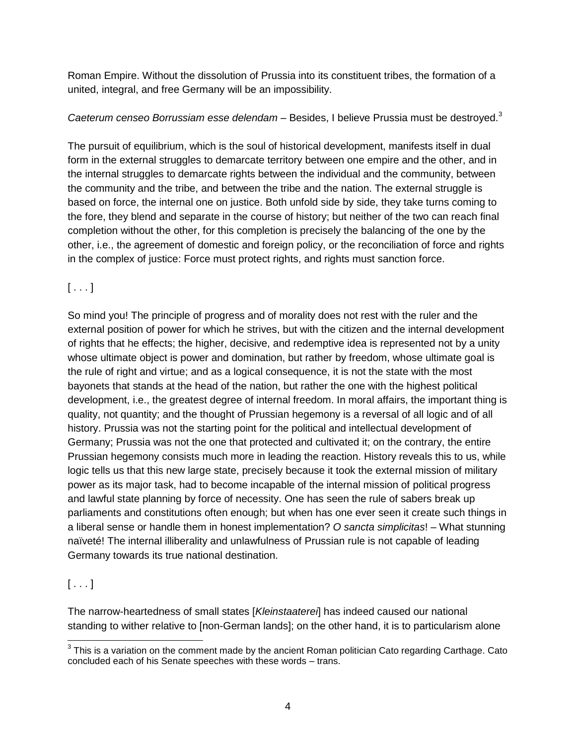Roman Empire. Without the dissolution of Prussia into its constituent tribes, the formation of a united, integral, and free Germany will be an impossibility.

*Caeterum censeo Borrussiam esse delendam* – Besides, I believe Prussia must be destroyed.[3]

The pursuit of equilibrium, which is the soul of historical development, manifests itself in dual form in the external struggles to demarcate territory between one empire and the other, and in the internal struggles to demarcate rights between the individual and the community, between the community and the tribe, and between the tribe and the nation. The external struggle is based on force, the internal one on justice. Both unfold side by side, they take turns coming to the fore, they blend and separate in the course of history; but neither of the two can reach final completion without the other, for this completion is precisely the balancing of the one by the other, i.e., the agreement of domestic and foreign policy, or the reconciliation of force and rights in the complex of justice: Force must protect rights, and rights must sanction force.

[ . . . ]

So mind you! The principle of progress and of morality does not rest with the ruler and the external position of power for which he strives, but with the citizen and the internal development of rights that he effects; the higher, decisive, and redemptive idea is represented not by a unity whose ultimate object is power and domination, but rather by freedom, whose ultimate goal is the rule of right and virtue; and as a logical consequence, it is not the state with the most bayonets that stands at the head of the nation, but rather the one with the highest political development, i.e., the greatest degree of internal freedom. In moral affairs, the important thing is quality, not quantity; and the thought of Prussian hegemony is a reversal of all logic and of all history. Prussia was not the starting point for the political and intellectual development of Germany; Prussia was not the one that protected and cultivated it; on the contrary, the entire Prussian hegemony consists much more in leading the reaction. History reveals this to us, while logic tells us that this new large state, precisely because it took the external mission of military power as its major task, had to become incapable of the internal mission of political progress and lawful state planning by force of necessity. One has seen the rule of sabers break up parliaments and constitutions often enough; but when has one ever seen it create such things in a liberal sense or handle them in honest implementation? *O sancta simplicitas*! – What stunning naïveté! The internal illiberality and unlawfulness of Prussian rule is not capable of leading Germany towards its true national destination.

[ . . . ]

The narrow-heartedness of small states [*Kleinstaaterei*] has indeed caused our national standing to wither relative to [non-German lands]; on the other hand, it is to particularism alone

---

[3] This is a variation on the comment made by the ancient Roman politician Cato regarding Carthage. Cato concluded each of his Senate speeches with these words – trans.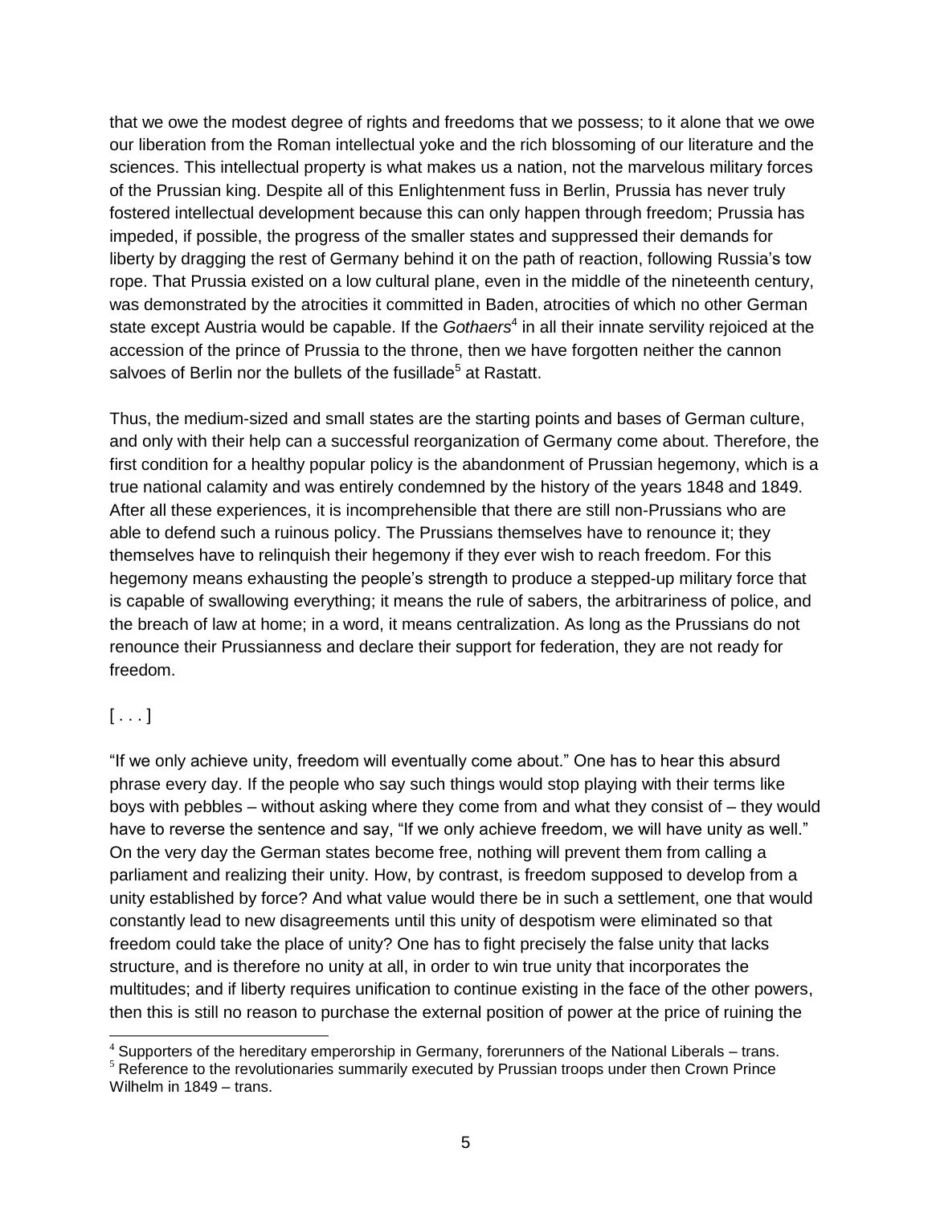that we owe the modest degree of rights and freedoms that we possess; to it alone that we owe our liberation from the Roman intellectual yoke and the rich blossoming of our literature and the sciences. This intellectual property is what makes us a nation, not the marvelous military forces of the Prussian king. Despite all of this Enlightenment fuss in Berlin, Prussia has never truly fostered intellectual development because this can only happen through freedom; Prussia has impeded, if possible, the progress of the smaller states and suppressed their demands for liberty by dragging the rest of Germany behind it on the path of reaction, following Russia's tow rope. That Prussia existed on a low cultural plane, even in the middle of the nineteenth century, was demonstrated by the atrocities it committed in Baden, atrocities of which no other German state except Austria would be capable. If the *Gothaers*[4] in all their innate servility rejoiced at the accession of the prince of Prussia to the throne, then we have forgotten neither the cannon salvoes of Berlin nor the bullets of the fusillade[5] at Rastatt.

Thus, the medium-sized and small states are the starting points and bases of German culture, and only with their help can a successful reorganization of Germany come about. Therefore, the first condition for a healthy popular policy is the abandonment of Prussian hegemony, which is a true national calamity and was entirely condemned by the history of the years 1848 and 1849. After all these experiences, it is incomprehensible that there are still non-Prussians who are able to defend such a ruinous policy. The Prussians themselves have to renounce it; they themselves have to relinquish their hegemony if they ever wish to reach freedom. For this hegemony means exhausting the people's strength to produce a stepped-up military force that is capable of swallowing everything; it means the rule of sabers, the arbitrariness of police, and the breach of law at home; in a word, it means centralization. As long as the Prussians do not renounce their Prussianness and declare their support for federation, they are not ready for freedom.

[ . . . ]

"If we only achieve unity, freedom will eventually come about." One has to hear this absurd phrase every day. If the people who say such things would stop playing with their terms like boys with pebbles – without asking where they come from and what they consist of – they would have to reverse the sentence and say, "If we only achieve freedom, we will have unity as well." On the very day the German states become free, nothing will prevent them from calling a parliament and realizing their unity. How, by contrast, is freedom supposed to develop from a unity established by force? And what value would there be in such a settlement, one that would constantly lead to new disagreements until this unity of despotism were eliminated so that freedom could take the place of unity? One has to fight precisely the false unity that lacks structure, and is therefore no unity at all, in order to win true unity that incorporates the multitudes; and if liberty requires unification to continue existing in the face of the other powers, then this is still no reason to purchase the external position of power at the price of ruining the

---

[4] Supporters of the hereditary emperorship in Germany, forerunners of the National Liberals – trans.

[5] Reference to the revolutionaries summarily executed by Prussian troops under then Crown Prince Wilhelm in 1849 – trans.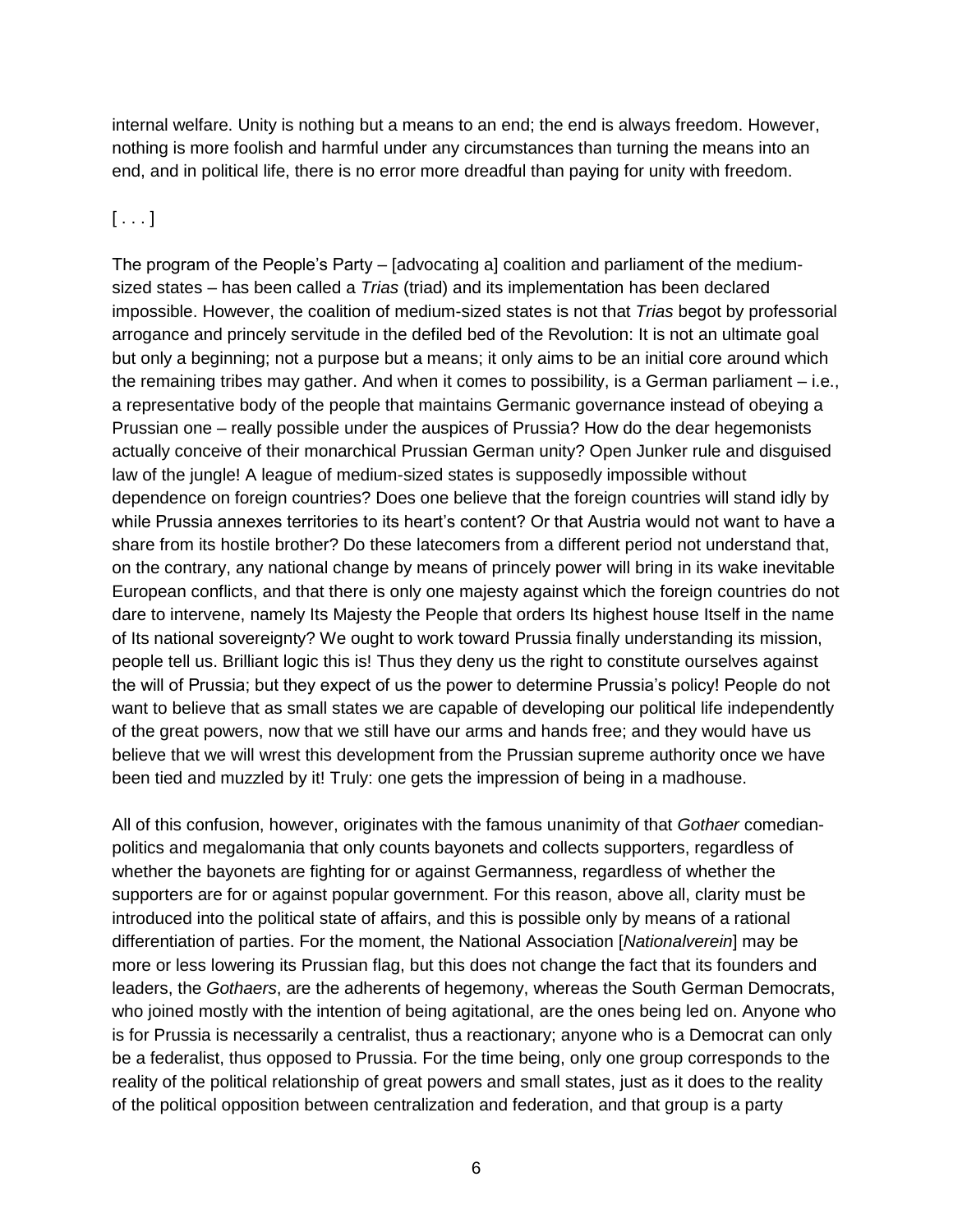internal welfare. Unity is nothing but a means to an end; the end is always freedom. However, nothing is more foolish and harmful under any circumstances than turning the means into an end, and in political life, there is no error more dreadful than paying for unity with freedom.

[ . . . ]

The program of the People's Party – [advocating a] coalition and parliament of the medium-sized states – has been called a *Trias* (triad) and its implementation has been declared impossible. However, the coalition of medium-sized states is not that *Trias* begot by professorial arrogance and princely servitude in the defiled bed of the Revolution: It is not an ultimate goal but only a beginning; not a purpose but a means; it only aims to be an initial core around which the remaining tribes may gather. And when it comes to possibility, is a German parliament – i.e., a representative body of the people that maintains Germanic governance instead of obeying a Prussian one – really possible under the auspices of Prussia? How do the dear hegemonists actually conceive of their monarchical Prussian German unity? Open Junker rule and disguised law of the jungle! A league of medium-sized states is supposedly impossible without dependence on foreign countries? Does one believe that the foreign countries will stand idly by while Prussia annexes territories to its heart's content? Or that Austria would not want to have a share from its hostile brother? Do these latecomers from a different period not understand that, on the contrary, any national change by means of princely power will bring in its wake inevitable European conflicts, and that there is only one majesty against which the foreign countries do not dare to intervene, namely Its Majesty the People that orders Its highest house Itself in the name of Its national sovereignty? We ought to work toward Prussia finally understanding its mission, people tell us. Brilliant logic this is! Thus they deny us the right to constitute ourselves against the will of Prussia; but they expect of us the power to determine Prussia's policy! People do not want to believe that as small states we are capable of developing our political life independently of the great powers, now that we still have our arms and hands free; and they would have us believe that we will wrest this development from the Prussian supreme authority once we have been tied and muzzled by it! Truly: one gets the impression of being in a madhouse.

All of this confusion, however, originates with the famous unanimity of that *Gothaer* comedian-politics and megalomania that only counts bayonets and collects supporters, regardless of whether the bayonets are fighting for or against Germanness, regardless of whether the supporters are for or against popular government. For this reason, above all, clarity must be introduced into the political state of affairs, and this is possible only by means of a rational differentiation of parties. For the moment, the National Association [*Nationalverein*] may be more or less lowering its Prussian flag, but this does not change the fact that its founders and leaders, the *Gothaers*, are the adherents of hegemony, whereas the South German Democrats, who joined mostly with the intention of being agitational, are the ones being led on. Anyone who is for Prussia is necessarily a centralist, thus a reactionary; anyone who is a Democrat can only be a federalist, thus opposed to Prussia. For the time being, only one group corresponds to the reality of the political relationship of great powers and small states, just as it does to the reality of the political opposition between centralization and federation, and that group is a party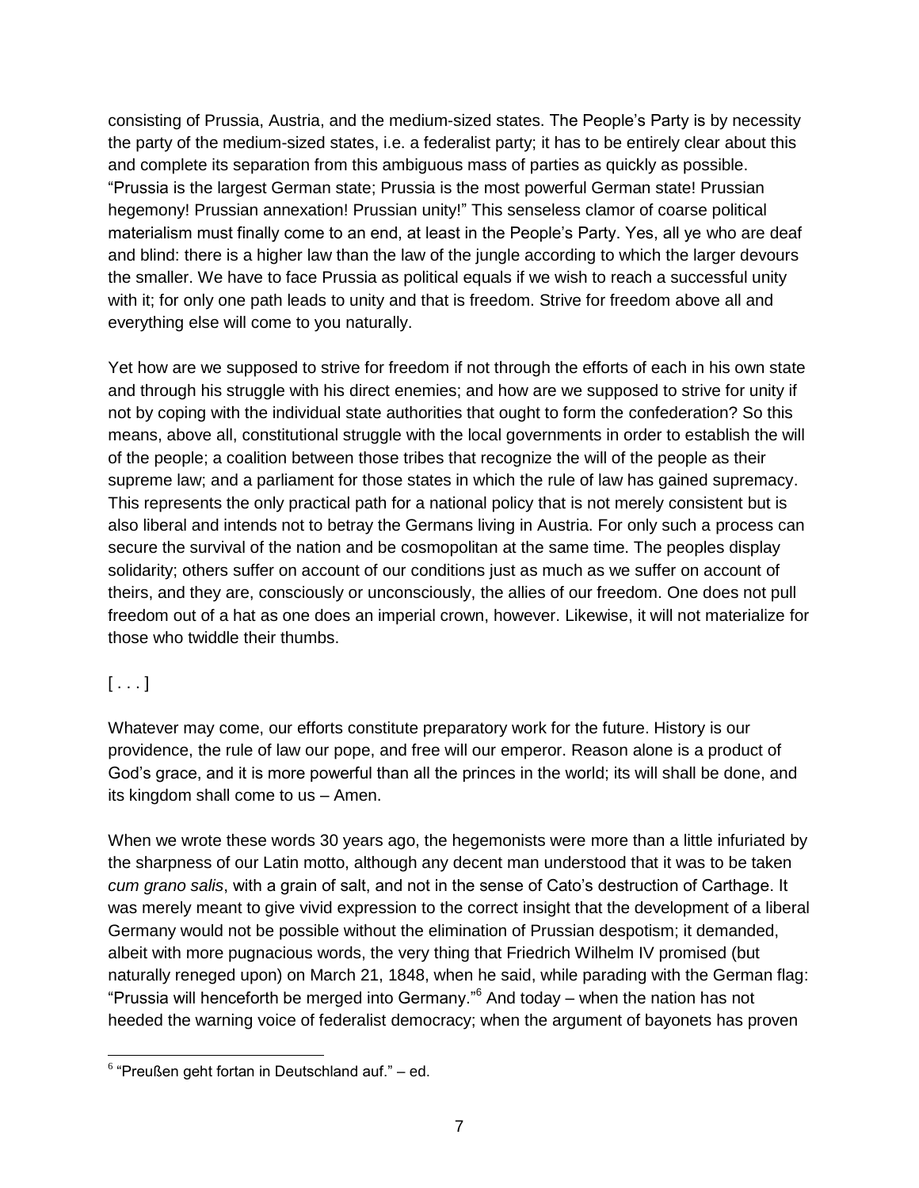consisting of Prussia, Austria, and the medium-sized states. The People's Party is by necessity the party of the medium-sized states, i.e. a federalist party; it has to be entirely clear about this and complete its separation from this ambiguous mass of parties as quickly as possible. "Prussia is the largest German state; Prussia is the most powerful German state! Prussian hegemony! Prussian annexation! Prussian unity!" This senseless clamor of coarse political materialism must finally come to an end, at least in the People's Party. Yes, all ye who are deaf and blind: there is a higher law than the law of the jungle according to which the larger devours the smaller. We have to face Prussia as political equals if we wish to reach a successful unity with it; for only one path leads to unity and that is freedom. Strive for freedom above all and everything else will come to you naturally.

Yet how are we supposed to strive for freedom if not through the efforts of each in his own state and through his struggle with his direct enemies; and how are we supposed to strive for unity if not by coping with the individual state authorities that ought to form the confederation? So this means, above all, constitutional struggle with the local governments in order to establish the will of the people; a coalition between those tribes that recognize the will of the people as their supreme law; and a parliament for those states in which the rule of law has gained supremacy. This represents the only practical path for a national policy that is not merely consistent but is also liberal and intends not to betray the Germans living in Austria. For only such a process can secure the survival of the nation and be cosmopolitan at the same time. The peoples display solidarity; others suffer on account of our conditions just as much as we suffer on account of theirs, and they are, consciously or unconsciously, the allies of our freedom. One does not pull freedom out of a hat as one does an imperial crown, however. Likewise, it will not materialize for those who twiddle their thumbs.

[ . . . ]

Whatever may come, our efforts constitute preparatory work for the future. History is our providence, the rule of law our pope, and free will our emperor. Reason alone is a product of God's grace, and it is more powerful than all the princes in the world; its will shall be done, and its kingdom shall come to us – Amen.

When we wrote these words 30 years ago, the hegemonists were more than a little infuriated by the sharpness of our Latin motto, although any decent man understood that it was to be taken *cum grano salis*, with a grain of salt, and not in the sense of Cato's destruction of Carthage. It was merely meant to give vivid expression to the correct insight that the development of a liberal Germany would not be possible without the elimination of Prussian despotism; it demanded, albeit with more pugnacious words, the very thing that Friedrich Wilhelm IV promised (but naturally reneged upon) on March 21, 1848, when he said, while parading with the German flag: "Prussia will henceforth be merged into Germany."[6] And today – when the nation has not heeded the warning voice of federalist democracy; when the argument of bayonets has proven

[6] "Preußen geht fortan in Deutschland auf." – ed.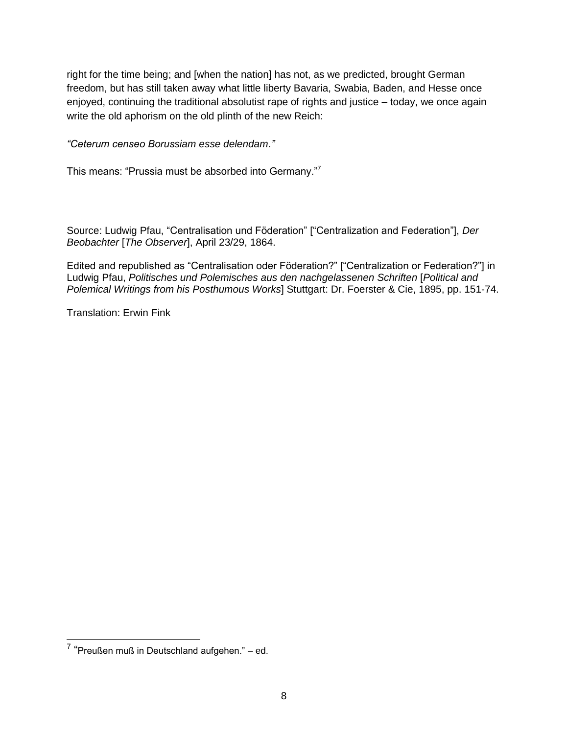right for the time being; and [when the nation] has not, as we predicted, brought German freedom, but has still taken away what little liberty Bavaria, Swabia, Baden, and Hesse once enjoyed, continuing the traditional absolutist rape of rights and justice – today, we once again write the old aphorism on the old plinth of the new Reich:

*"Ceterum censeo Borussiam esse delendam."*

This means: "Prussia must be absorbed into Germany."[7]

Source: Ludwig Pfau, "Centralisation und Föderation" ["Centralization and Federation"], *Der Beobachter* [*The Observer*], April 23/29, 1864.

Edited and republished as "Centralisation oder Föderation?" ["Centralization or Federation?"] in Ludwig Pfau, *Politisches und Polemisches aus den nachgelassenen Schriften* [*Political and Polemical Writings from his Posthumous Works*] Stuttgart: Dr. Foerster & Cie, 1895, pp. 151-74.

Translation: Erwin Fink

---

[7] "Preußen muß in Deutschland aufgehen." – ed.